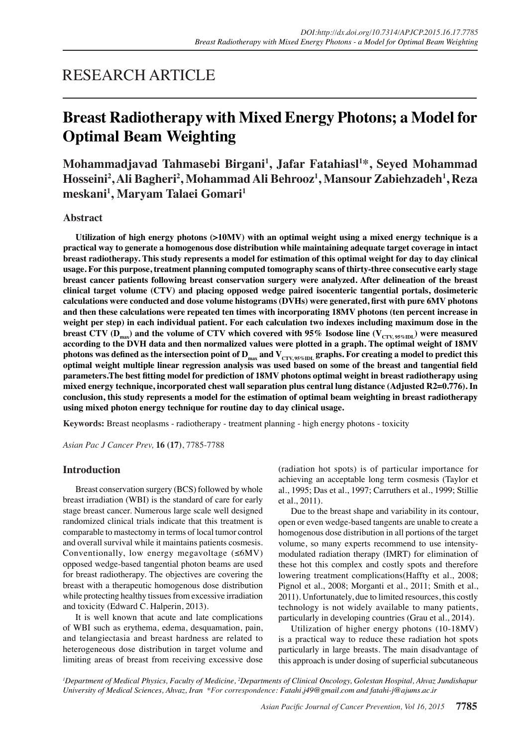RESEARCH ARTICLE

# Breast Radiotherapy with Mixed Energy Photons; a Model for Optimal Beam Weighting

**Mohammadjavad Tahmasebi Birgani[1], Jafar Fatahiasl[1]*, Seyed Mohammad Hosseini[2], Ali Bagheri[2], Mohammad Ali Behrooz[1], Mansour Zabiehzadeh[1], Reza meskani[1], Maryam Talaei Gomari[1]**

## Abstract

**Utilization of high energy photons (>10MV) with an optimal weight using a mixed energy technique is a practical way to generate a homogenous dose distribution while maintaining adequate target coverage in intact breast radiotherapy. This study represents a model for estimation of this optimal weight for day to day clinical usage. For this purpose, treatment planning computed tomography scans of thirty-three consecutive early stage breast cancer patients following breast conservation surgery were analyzed. After delineation of the breast clinical target volume (CTV) and placing opposed wedge paired isocenteric tangential portals, dosimeteric calculations were conducted and dose volume histograms (DVHs) were generated, first with pure 6MV photons and then these calculations were repeated ten times with incorporating 18MV photons (ten percent increase in weight per step) in each individual patient. For each calculation two indexes including maximum dose in the breast CTV ($D_{max}$) and the volume of CTV which covered with 95% Isodose line ($V_{CTV, 95\%IDL}$) were measured according to the DVH data and then normalized values were plotted in a graph. The optimal weight of 18MV photons was defined as the intersection point of $D_{max}$ and $V_{CTV, 95\%IDL}$ graphs. For creating a model to predict this optimal weight multiple linear regression analysis was used based on some of the breast and tangential field parameters.The best fitting model for prediction of 18MV photons optimal weight in breast radiotherapy using mixed energy technique, incorporated chest wall separation plus central lung distance (Adjusted R2=0.776). In conclusion, this study represents a model for the estimation of optimal beam weighting in breast radiotherapy using mixed photon energy technique for routine day to day clinical usage.**

**Keywords:** Breast neoplasms - radiotherapy - treatment planning - high energy photons - toxicity

*Asian Pac J Cancer Prev,* **16 (17)**, 7785-7788

## Introduction

Breast conservation surgery (BCS) followed by whole breast irradiation (WBI) is the standard of care for early stage breast cancer. Numerous large scale well designed randomized clinical trials indicate that this treatment is comparable to mastectomy in terms of local tumor control and overall survival while it maintains patients cosmesis. Conventionally, low energy megavoltage (≤6MV) opposed wedge-based tangential photon beams are used for breast radiotherapy. The objectives are covering the breast with a therapeutic homogenous dose distribution while protecting healthy tissues from excessive irradiation and toxicity (Edward C. Halperin, 2013).

It is well known that acute and late complications of WBI such as erythema, edema, desquamation, pain, and telangiectasia and breast hardness are related to heterogeneous dose distribution in target volume and limiting areas of breast from receiving excessive dose (radiation hot spots) is of particular importance for achieving an acceptable long term cosmesis (Taylor et al., 1995; Das et al., 1997; Carruthers et al., 1999; Stillie et al., 2011).

Due to the breast shape and variability in its contour, open or even wedge-based tangents are unable to create a homogenous dose distribution in all portions of the target volume, so many experts recommend to use intensity-modulated radiation therapy (IMRT) for elimination of these hot this complex and costly spots and therefore lowering treatment complications(Haffty et al., 2008; Pignol et al., 2008; Morganti et al., 2011; Smith et al., 2011). Unfortunately, due to limited resources, this costly technology is not widely available to many patients, particularly in developing countries (Grau et al., 2014).

Utilization of higher energy photons (10-18MV) is a practical way to reduce these radiation hot spots particularly in large breasts. The main disadvantage of this approach is under dosing of superficial subcutaneous

[1]Department of Medical Physics, Faculty of Medicine, [2]Departments of Clinical Oncology, Golestan Hospital, Ahvaz Jundishapur University of Medical Sciences, Ahvaz, Iran *For correspondence: Fatahi.j49@gmail.com and fatahi-j@ajums.ac.ir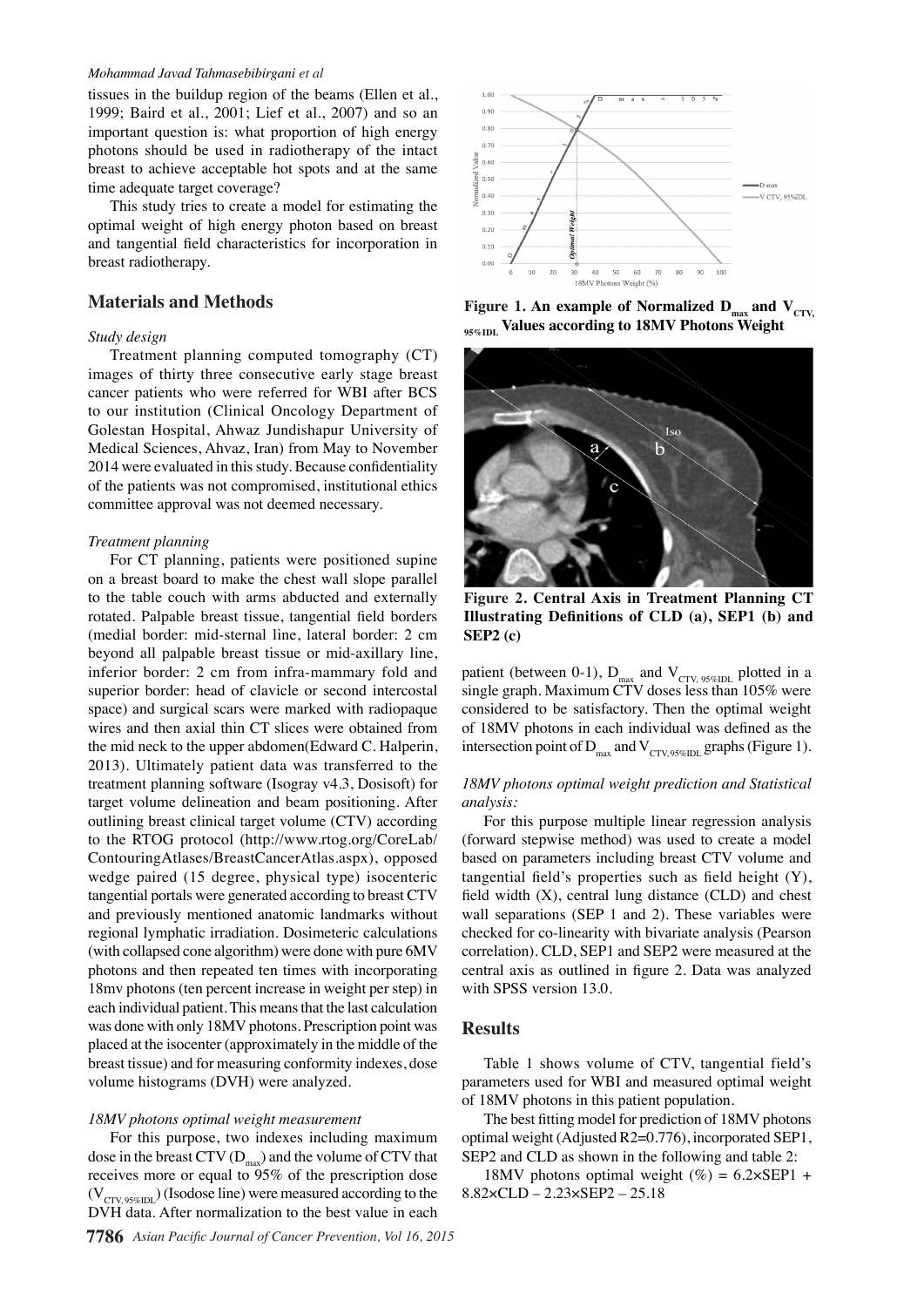tissues in the buildup region of the beams (Ellen et al., 1999; Baird et al., 2001; Lief et al., 2007) and so an important question is: what proportion of high energy photons should be used in radiotherapy of the intact breast to achieve acceptable hot spots and at the same time adequate target coverage?

This study tries to create a model for estimating the optimal weight of high energy photon based on breast and tangential field characteristics for incorporation in breast radiotherapy.

## Materials and Methods

### *Study design*

Treatment planning computed tomography (CT) images of thirty three consecutive early stage breast cancer patients who were referred for WBI after BCS to our institution (Clinical Oncology Department of Golestan Hospital, Ahwaz Jundishapur University of Medical Sciences, Ahvaz, Iran) from May to November 2014 were evaluated in this study. Because confidentiality of the patients was not compromised, institutional ethics committee approval was not deemed necessary.

### *Treatment planning*

For CT planning, patients were positioned supine on a breast board to make the chest wall slope parallel to the table couch with arms abducted and externally rotated. Palpable breast tissue, tangential field borders (medial border: mid-sternal line, lateral border: 2 cm beyond all palpable breast tissue or mid-axillary line, inferior border: 2 cm from infra-mammary fold and superior border: head of clavicle or second intercostal space) and surgical scars were marked with radiopaque wires and then axial thin CT slices were obtained from the mid neck to the upper abdomen(Edward C. Halperin, 2013). Ultimately patient data was transferred to the treatment planning software (Isogray v4.3, Dosisoft) for target volume delineation and beam positioning. After outlining breast clinical target volume (CTV) according to the RTOG protocol (http://www.rtog.org/CoreLab/ContouringAtlases/BreastCancerAtlas.aspx), opposed wedge paired (15 degree, physical type) isocenteric tangential portals were generated according to breast CTV and previously mentioned anatomic landmarks without regional lymphatic irradiation. Dosimeteric calculations (with collapsed cone algorithm) were done with pure 6MV photons and then repeated ten times with incorporating 18mv photons (ten percent increase in weight per step) in each individual patient. This means that the last calculation was done with only 18MV photons. Prescription point was placed at the isocenter (approximately in the middle of the breast tissue) and for measuring conformity indexes, dose volume histograms (DVH) were analyzed.

### *18MV photons optimal weight measurement*

For this purpose, two indexes including maximum dose in the breast CTV ($D_{max}$) and the volume of CTV that receives more or equal to 95% of the prescription dose ($V_{CTV, 95\%IDL}$) (Isodose line) were measured according to the DVH data. After normalization to the best value in each patient (between 0-1), $D_{max}$ and $V_{CTV, 95\%IDL}$ plotted in a single graph. Maximum CTV doses less than 105% were considered to be satisfactory. Then the optimal weight of 18MV photons in each individual was defined as the intersection point of $D_{max}$ and $V_{CTV, 95\%IDL}$ graphs (Figure 1).

**Figure 1. An example of Normalized $D_{max}$ and $V_{CTV, 95\%IDL}$ Values according to 18MV Photons Weight**

**Figure 2. Central Axis in Treatment Planning CT Illustrating Definitions of CLD (a), SEP1 (b) and SEP2 (c)**

### *18MV photons optimal weight prediction and Statistical analysis:*

For this purpose multiple linear regression analysis (forward stepwise method) was used to create a model based on parameters including breast CTV volume and tangential field's properties such as field height (Y), field width (X), central lung distance (CLD) and chest wall separations (SEP 1 and 2). These variables were checked for co-linearity with bivariate analysis (Pearson correlation). CLD, SEP1 and SEP2 were measured at the central axis as outlined in figure 2. Data was analyzed with SPSS version 13.0.

## Results

Table 1 shows volume of CTV, tangential field's parameters used for WBI and measured optimal weight of 18MV photons in this patient population.

The best fitting model for prediction of 18MV photons optimal weight (Adjusted $R^2$=0.776), incorporated SEP1, SEP2 and CLD as shown in the following and table 2:

18MV photons optimal weight (%) = $6.2\times SEP1 + 8.82\times CLD - 2.23\times SEP2 - 25.18$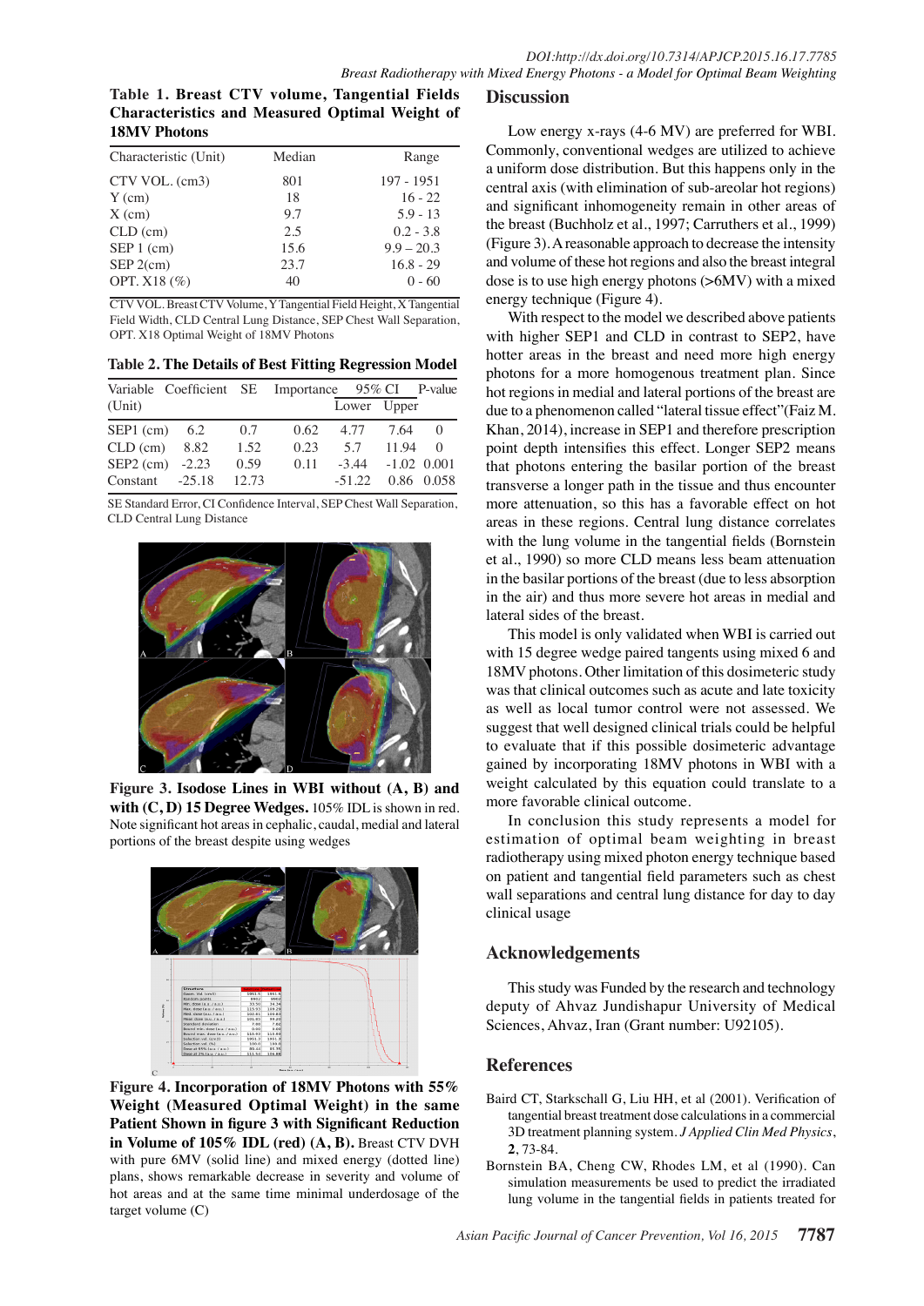**Table 1. Breast CTV volume, Tangential Fields Characteristics and Measured Optimal Weight of 18MV Photons**

| Characteristic (Unit) | Median | Range |
|---|---|---|
| CTV VOL. (cm3) | 801 | 197 - 1951 |
| Y (cm) | 18 | 16 - 22 |
| X (cm) | 9.7 | 5.9 - 13 |
| CLD (cm) | 2.5 | 0.2 - 3.8 |
| SEP 1 (cm) | 15.6 | 9.9 – 20.3 |
| SEP 2(cm) | 23.7 | 16.8 - 29 |
| OPT. X18 (%) | 40 | 0 - 60 |

CTV VOL. Breast CTV Volume, Y Tangential Field Height, X Tangential Field Width, CLD Central Lung Distance, SEP Chest Wall Separation, OPT. X18 Optimal Weight of 18MV Photons

**Table 2. The Details of Best Fitting Regression Model**

| Variable (Unit) | Coefficient | SE | Importance | 95% CI Lower | 95% CI Upper | P-value |
|---|---|---|---|---|---|---|
| SEP1 (cm) | 6.2 | 0.7 | 0.62 | 4.77 | 7.64 | 0 |
| CLD (cm) | 8.82 | 1.52 | 0.23 | 5.7 | 11.94 | 0 |
| SEP2 (cm) | -2.23 | 0.59 | 0.11 | -3.44 | -1.02 | 0.001 |
| Constant | -25.18 | 12.73 | | -51.22 | 0.86 | 0.058 |

SE Standard Error, CI Confidence Interval, SEP Chest Wall Separation, CLD Central Lung Distance

**Figure 3. Isodose Lines in WBI without (A, B) and with (C, D) 15 Degree Wedges.** 105% IDL is shown in red. Note significant hot areas in cephalic, caudal, medial and lateral portions of the breast despite using wedges

**Figure 4. Incorporation of 18MV Photons with 55% Weight (Measured Optimal Weight) in the same Patient Shown in figure 3 with Significant Reduction in Volume of 105% IDL (red) (A, B).** Breast CTV DVH with pure 6MV (solid line) and mixed energy (dotted line) plans, shows remarkable decrease in severity and volume of hot areas and at the same time minimal underdosage of the target volume (C)

## Discussion

Low energy x-rays (4-6 MV) are preferred for WBI. Commonly, conventional wedges are utilized to achieve a uniform dose distribution. But this happens only in the central axis (with elimination of sub-areolar hot regions) and significant inhomogeneity remain in other areas of the breast (Buchholz et al., 1997; Carruthers et al., 1999) (Figure 3). A reasonable approach to decrease the intensity and volume of these hot regions and also the breast integral dose is to use high energy photons (>6MV) with a mixed energy technique (Figure 4).

With respect to the model we described above patients with higher SEP1 and CLD in contrast to SEP2, have hotter areas in the breast and need more high energy photons for a more homogenous treatment plan. Since hot regions in medial and lateral portions of the breast are due to a phenomenon called "lateral tissue effect"(Faiz M. Khan, 2014), increase in SEP1 and therefore prescription point depth intensifies this effect. Longer SEP2 means that photons entering the basilar portion of the breast transverse a longer path in the tissue and thus encounter more attenuation, so this has a favorable effect on hot areas in these regions. Central lung distance correlates with the lung volume in the tangential fields (Bornstein et al., 1990) so more CLD means less beam attenuation in the basilar portions of the breast (due to less absorption in the air) and thus more severe hot areas in medial and lateral sides of the breast.

This model is only validated when WBI is carried out with 15 degree wedge paired tangents using mixed 6 and 18MV photons. Other limitation of this dosimeteric study was that clinical outcomes such as acute and late toxicity as well as local tumor control were not assessed. We suggest that well designed clinical trials could be helpful to evaluate that if this possible dosimeteric advantage gained by incorporating 18MV photons in WBI with a weight calculated by this equation could translate to a more favorable clinical outcome.

In conclusion this study represents a model for estimation of optimal beam weighting in breast radiotherapy using mixed photon energy technique based on patient and tangential field parameters such as chest wall separations and central lung distance for day to day clinical usage

## Acknowledgements

This study was Funded by the research and technology deputy of Ahvaz Jundishapur University of Medical Sciences, Ahvaz, Iran (Grant number: U92105).

## References

Baird CT, Starkschall G, Liu HH, et al (2001). Verification of tangential breast treatment dose calculations in a commercial 3D treatment planning system. *J Applied Clin Med Physics*, **2**, 73-84.

Bornstein BA, Cheng CW, Rhodes LM, et al (1990). Can simulation measurements be used to predict the irradiated lung volume in the tangential fields in patients treated for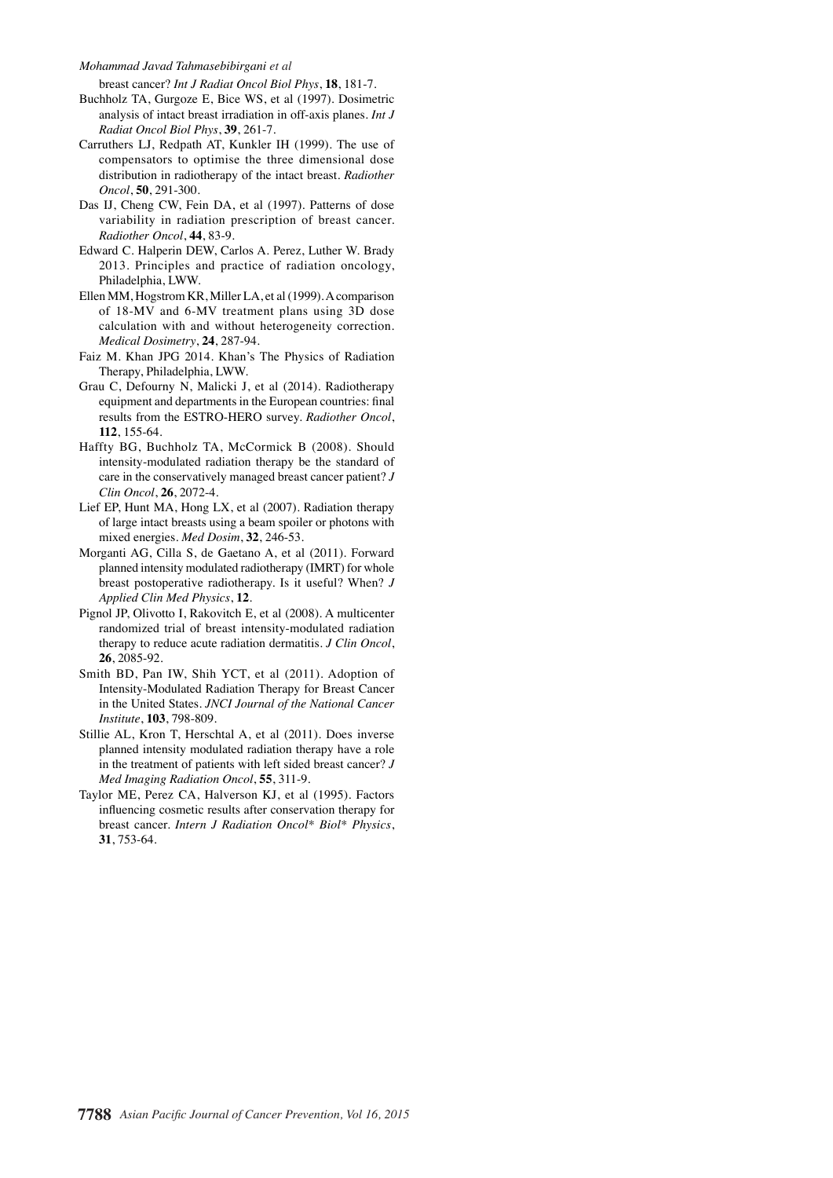breast cancer? *Int J Radiat Oncol Biol Phys*, **18**, 181-7.

Buchholz TA, Gurgoze E, Bice WS, et al (1997). Dosimetric analysis of intact breast irradiation in off-axis planes. *Int J Radiat Oncol Biol Phys*, **39**, 261-7.

Carruthers LJ, Redpath AT, Kunkler IH (1999). The use of compensators to optimise the three dimensional dose distribution in radiotherapy of the intact breast. *Radiother Oncol*, **50**, 291-300.

Das IJ, Cheng CW, Fein DA, et al (1997). Patterns of dose variability in radiation prescription of breast cancer. *Radiother Oncol*, **44**, 83-9.

Edward C. Halperin DEW, Carlos A. Perez, Luther W. Brady 2013. Principles and practice of radiation oncology, Philadelphia, LWW.

Ellen MM, Hogstrom KR, Miller LA, et al (1999). A comparison of 18-MV and 6-MV treatment plans using 3D dose calculation with and without heterogeneity correction. *Medical Dosimetry*, **24**, 287-94.

Faiz M. Khan JPG 2014. Khan's The Physics of Radiation Therapy, Philadelphia, LWW.

Grau C, Defourny N, Malicki J, et al (2014). Radiotherapy equipment and departments in the European countries: final results from the ESTRO-HERO survey. *Radiother Oncol*, **112**, 155-64.

Haffty BG, Buchholz TA, McCormick B (2008). Should intensity-modulated radiation therapy be the standard of care in the conservatively managed breast cancer patient? *J Clin Oncol*, **26**, 2072-4.

Lief EP, Hunt MA, Hong LX, et al (2007). Radiation therapy of large intact breasts using a beam spoiler or photons with mixed energies. *Med Dosim*, **32**, 246-53.

Morganti AG, Cilla S, de Gaetano A, et al (2011). Forward planned intensity modulated radiotherapy (IMRT) for whole breast postoperative radiotherapy. Is it useful? When? *J Applied Clin Med Physics*, **12**.

Pignol JP, Olivotto I, Rakovitch E, et al (2008). A multicenter randomized trial of breast intensity-modulated radiation therapy to reduce acute radiation dermatitis. *J Clin Oncol*, **26**, 2085-92.

Smith BD, Pan IW, Shih YCT, et al (2011). Adoption of Intensity-Modulated Radiation Therapy for Breast Cancer in the United States. *JNCI Journal of the National Cancer Institute*, **103**, 798-809.

Stillie AL, Kron T, Herschtal A, et al (2011). Does inverse planned intensity modulated radiation therapy have a role in the treatment of patients with left sided breast cancer? *J Med Imaging Radiation Oncol*, **55**, 311-9.

Taylor ME, Perez CA, Halverson KJ, et al (1995). Factors influencing cosmetic results after conservation therapy for breast cancer. *Intern J Radiation Oncol* Biol* Physics*, **31**, 753-64.